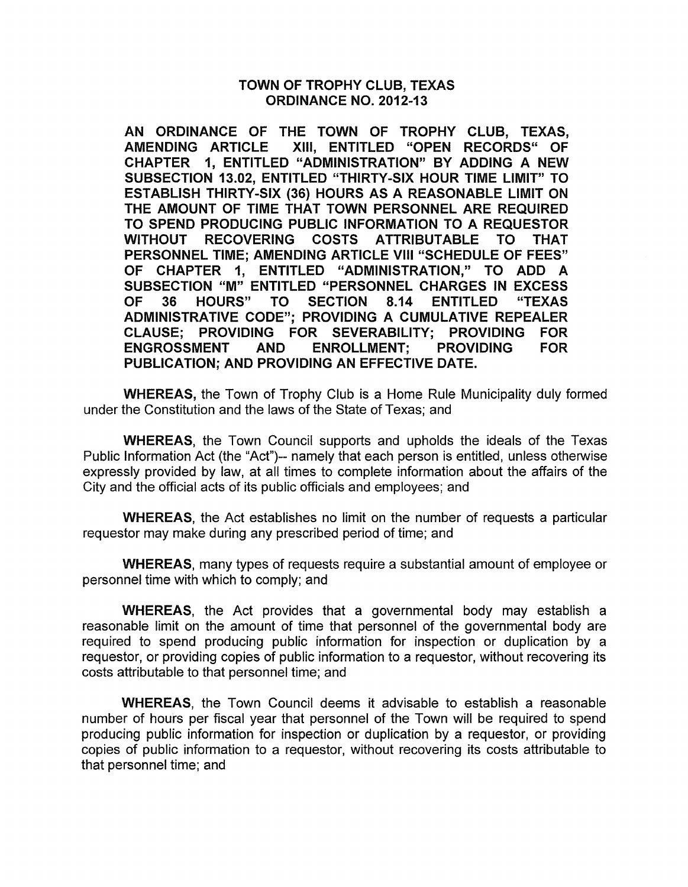# TOWN OF TROPHY CLUB, TEXAS
## ORDINANCE NO. 2012-13

**AN ORDINANCE OF THE TOWN OF TROPHY CLUB, TEXAS, AMENDING ARTICLE XIII, ENTITLED "OPEN RECORDS" OF CHAPTER 1, ENTITLED "ADMINISTRATION" BY ADDING A NEW SUBSECTION 13.02, ENTITLED "THIRTY-SIX HOUR TIME LIMIT" TO ESTABLISH THIRTY-SIX (36) HOURS AS A REASONABLE LIMIT ON THE AMOUNT OF TIME THAT TOWN PERSONNEL ARE REQUIRED TO SPEND PRODUCING PUBLIC INFORMATION TO A REQUESTOR WITHOUT RECOVERING COSTS ATTRIBUTABLE TO THAT PERSONNEL TIME; AMENDING ARTICLE VIII "SCHEDULE OF FEES" OF CHAPTER 1, ENTITLED "ADMINISTRATION," TO ADD A SUBSECTION "M" ENTITLED "PERSONNEL CHARGES IN EXCESS OF 36 HOURS" TO SECTION 8.14 ENTITLED "TEXAS ADMINISTRATIVE CODE"; PROVIDING A CUMULATIVE REPEALER CLAUSE; PROVIDING FOR SEVERABILITY; PROVIDING FOR ENGROSSMENT AND ENROLLMENT; PROVIDING FOR PUBLICATION; AND PROVIDING AN EFFECTIVE DATE.**

**WHEREAS,** the Town of Trophy Club is a Home Rule Municipality duly formed under the Constitution and the laws of the State of Texas; and

**WHEREAS,** the Town Council supports and upholds the ideals of the Texas Public Information Act (the "Act")-- namely that each person is entitled, unless otherwise expressly provided by law, at all times to complete information about the affairs of the City and the official acts of its public officials and employees; and

**WHEREAS,** the Act establishes no limit on the number of requests a particular requestor may make during any prescribed period of time; and

**WHEREAS,** many types of requests require a substantial amount of employee or personnel time with which to comply; and

**WHEREAS,** the Act provides that a governmental body may establish a reasonable limit on the amount of time that personnel of the governmental body are required to spend producing public information for inspection or duplication by a requestor, or providing copies of public information to a requestor, without recovering its costs attributable to that personnel time; and

**WHEREAS,** the Town Council deems it advisable to establish a reasonable number of hours per fiscal year that personnel of the Town will be required to spend producing public information for inspection or duplication by a requestor, or providing copies of public information to a requestor, without recovering its costs attributable to that personnel time; and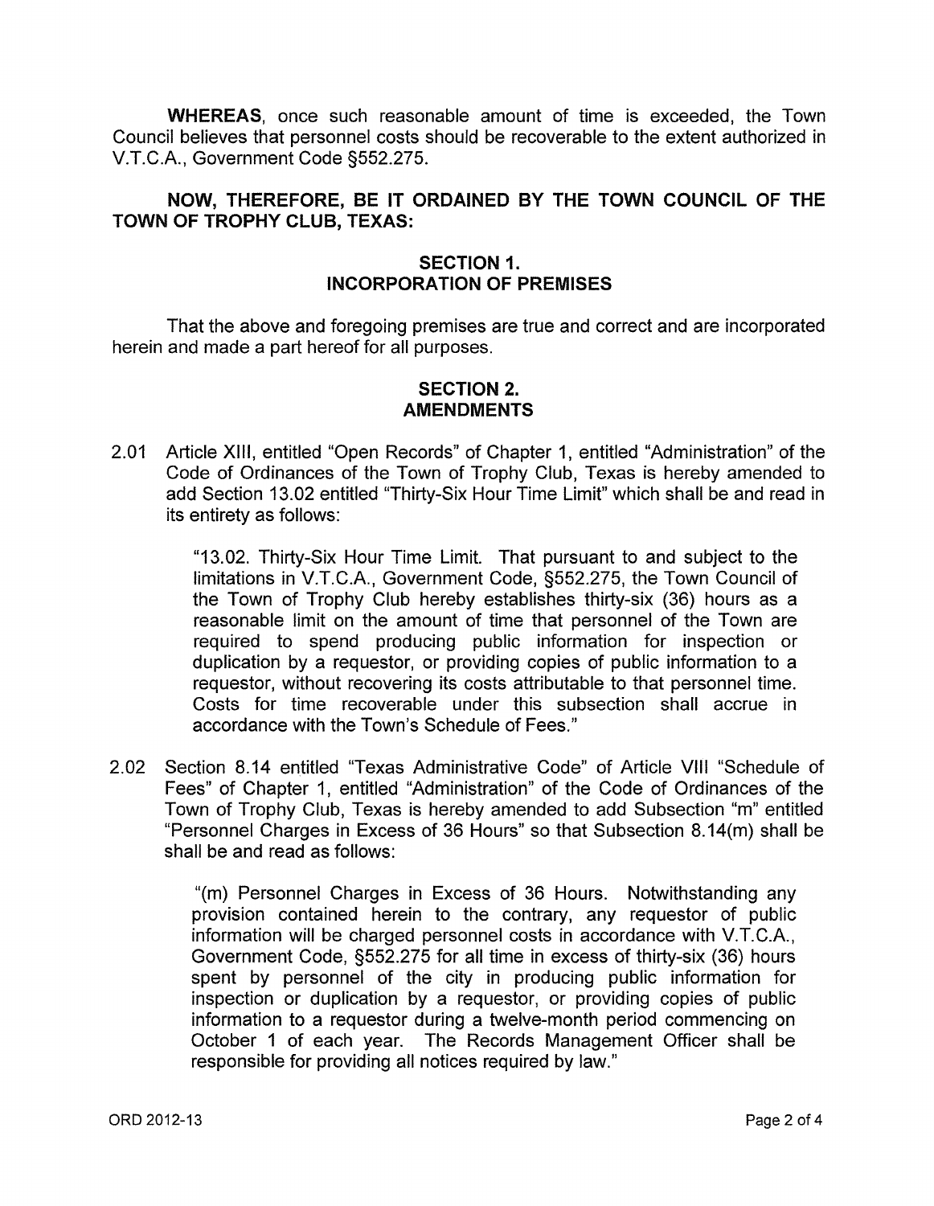**WHEREAS**, once such reasonable amount of time is exceeded, the Town Council believes that personnel costs should be recoverable to the extent authorized in V.T.C.A., Government Code §552.275.

**NOW, THEREFORE, BE IT ORDAINED BY THE TOWN COUNCIL OF THE TOWN OF TROPHY CLUB, TEXAS:**

## SECTION 1.
## INCORPORATION OF PREMISES

That the above and foregoing premises are true and correct and are incorporated herein and made a part hereof for all purposes.

## SECTION 2.
## AMENDMENTS

2.01 Article XIII, entitled "Open Records" of Chapter 1, entitled "Administration" of the Code of Ordinances of the Town of Trophy Club, Texas is hereby amended to add Section 13.02 entitled "Thirty-Six Hour Time Limit" which shall be and read in its entirety as follows:

> "13.02. Thirty-Six Hour Time Limit. That pursuant to and subject to the limitations in V.T.C.A., Government Code, §552.275, the Town Council of the Town of Trophy Club hereby establishes thirty-six (36) hours as a reasonable limit on the amount of time that personnel of the Town are required to spend producing public information for inspection or duplication by a requestor, or providing copies of public information to a requestor, without recovering its costs attributable to that personnel time. Costs for time recoverable under this subsection shall accrue in accordance with the Town's Schedule of Fees."

2.02 Section 8.14 entitled "Texas Administrative Code" of Article VIII "Schedule of Fees" of Chapter 1, entitled "Administration" of the Code of Ordinances of the Town of Trophy Club, Texas is hereby amended to add Subsection "m" entitled "Personnel Charges in Excess of 36 Hours" so that Subsection 8.14(m) shall be shall be and read as follows:

> "(m) Personnel Charges in Excess of 36 Hours. Notwithstanding any provision contained herein to the contrary, any requestor of public information will be charged personnel costs in accordance with V.T.C.A., Government Code, §552.275 for all time in excess of thirty-six (36) hours spent by personnel of the city in producing public information for inspection or duplication by a requestor, or providing copies of public information to a requestor during a twelve-month period commencing on October 1 of each year. The Records Management Officer shall be responsible for providing all notices required by law."

ORD 2012-13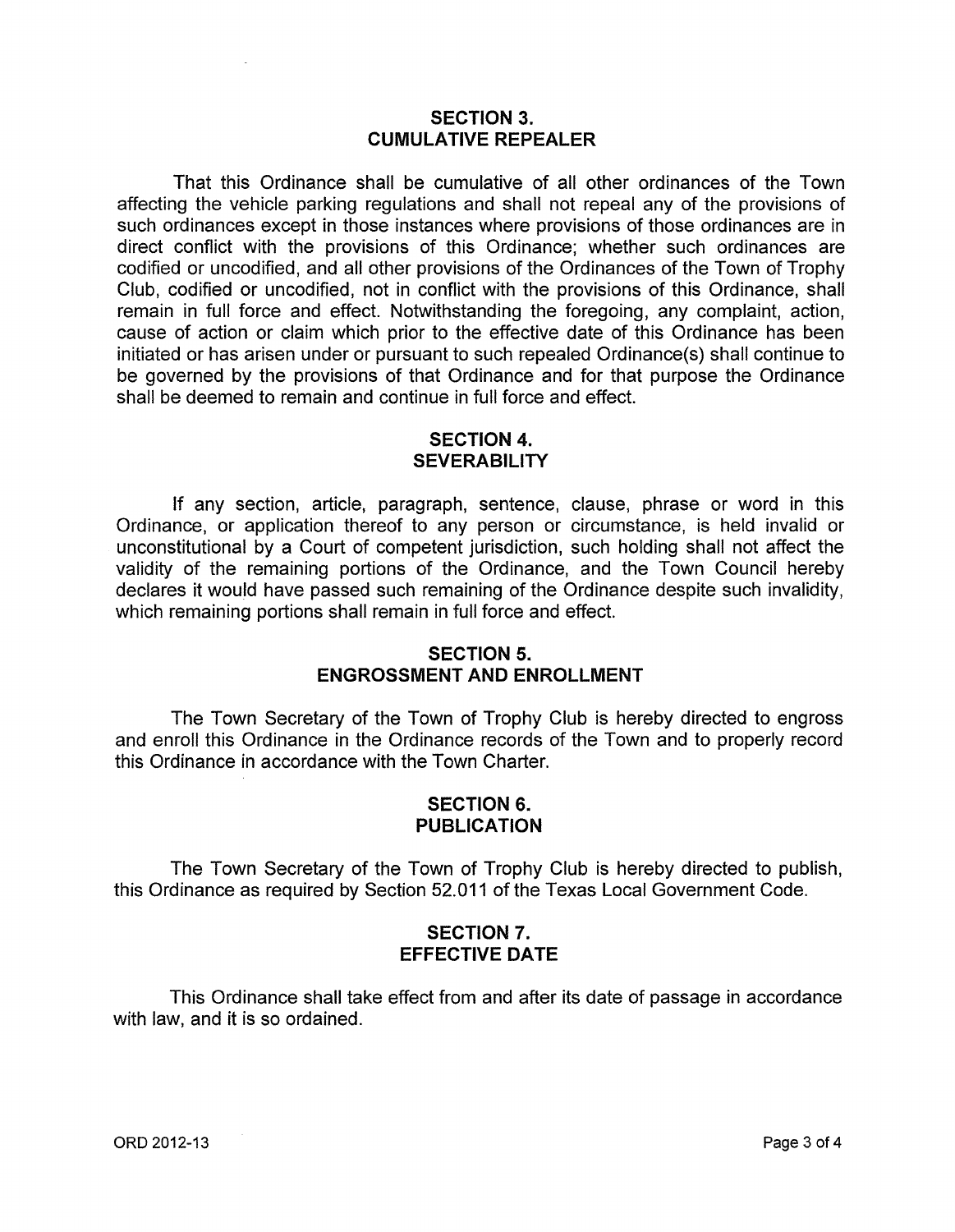## SECTION 3.
## CUMULATIVE REPEALER

That this Ordinance shall be cumulative of all other ordinances of the Town affecting the vehicle parking regulations and shall not repeal any of the provisions of such ordinances except in those instances where provisions of those ordinances are in direct conflict with the provisions of this Ordinance; whether such ordinances are codified or uncodified, and all other provisions of the Ordinances of the Town of Trophy Club, codified or uncodified, not in conflict with the provisions of this Ordinance, shall remain in full force and effect. Notwithstanding the foregoing, any complaint, action, cause of action or claim which prior to the effective date of this Ordinance has been initiated or has arisen under or pursuant to such repealed Ordinance(s) shall continue to be governed by the provisions of that Ordinance and for that purpose the Ordinance shall be deemed to remain and continue in full force and effect.

## SECTION 4.
## SEVERABILITY

If any section, article, paragraph, sentence, clause, phrase or word in this Ordinance, or application thereof to any person or circumstance, is held invalid or unconstitutional by a Court of competent jurisdiction, such holding shall not affect the validity of the remaining portions of the Ordinance, and the Town Council hereby declares it would have passed such remaining of the Ordinance despite such invalidity, which remaining portions shall remain in full force and effect.

## SECTION 5.
## ENGROSSMENT AND ENROLLMENT

The Town Secretary of the Town of Trophy Club is hereby directed to engross and enroll this Ordinance in the Ordinance records of the Town and to properly record this Ordinance in accordance with the Town Charter.

## SECTION 6.
## PUBLICATION

The Town Secretary of the Town of Trophy Club is hereby directed to publish, this Ordinance as required by Section 52.011 of the Texas Local Government Code.

## SECTION 7.
## EFFECTIVE DATE

This Ordinance shall take effect from and after its date of passage in accordance with law, and it is so ordained.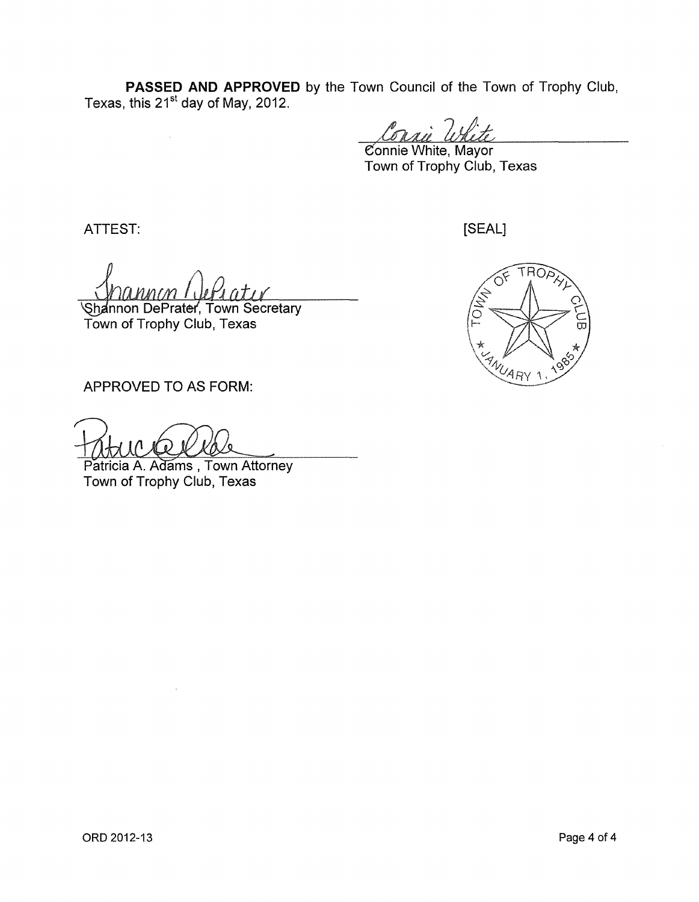**PASSED AND APPROVED** by the Town Council of the Town of Trophy Club, Texas, this 21st day of May, 2012.

Connie White, Mayor
Town of Trophy Club, Texas

ATTEST:

[SEAL]

Shannon DePrater, Town Secretary
Town of Trophy Club, Texas

APPROVED TO AS FORM:

Patricia A. Adams , Town Attorney
Town of Trophy Club, Texas

ORD 2012-13